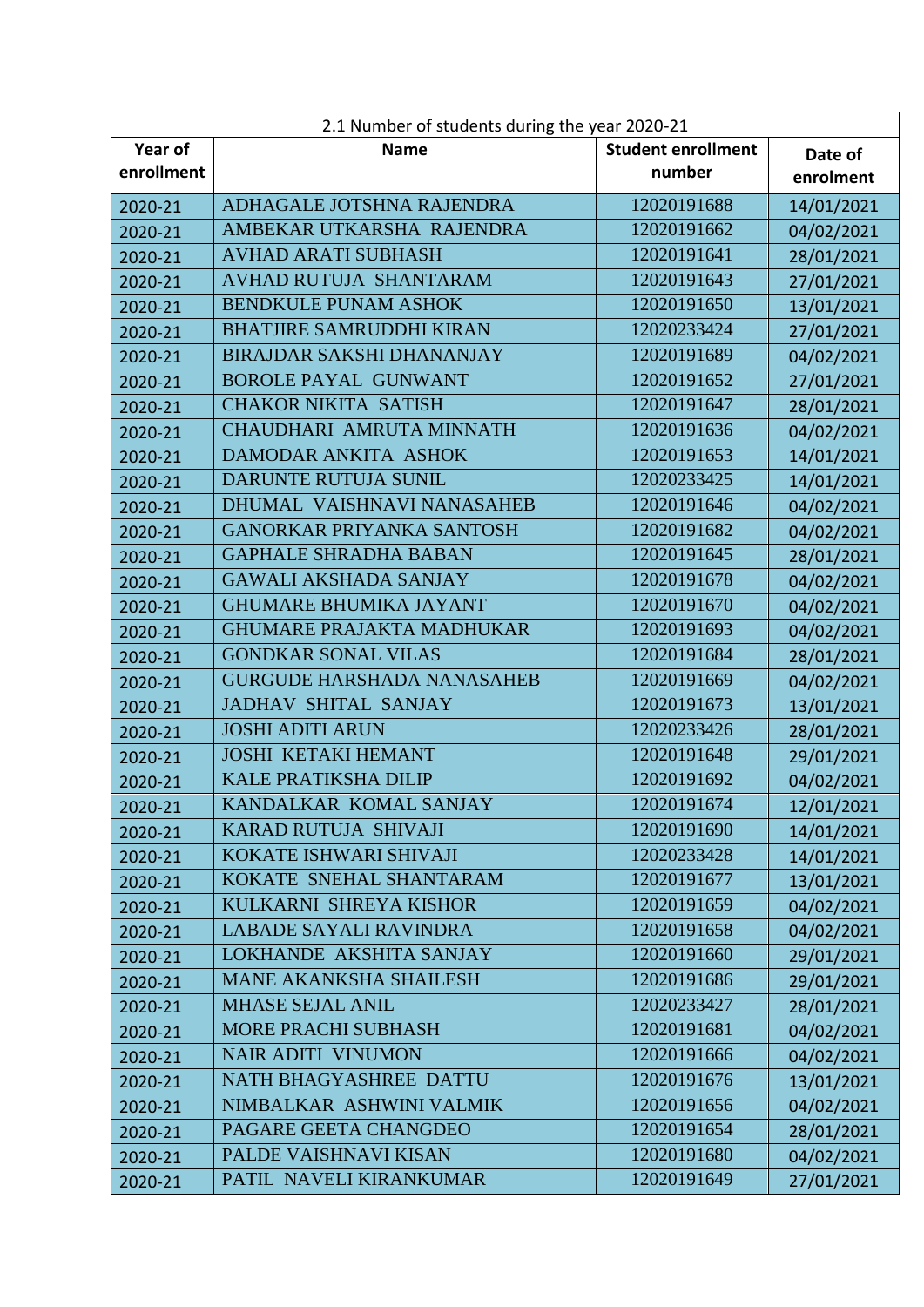| 2.1 Number of students during the year 2020-21 | | | |
|---|---|---|---|
| **Year of enrollment** | **Name** | **Student enrollment number** | **Date of enrolment** |
| 2020-21 | ADHAGALE JOTSHNA RAJENDRA | 12020191688 | 14/01/2021 |
| 2020-21 | AMBEKAR UTKARSHA RAJENDRA | 12020191662 | 04/02/2021 |
| 2020-21 | AVHAD ARATI SUBHASH | 12020191641 | 28/01/2021 |
| 2020-21 | AVHAD RUTUJA SHANTARAM | 12020191643 | 27/01/2021 |
| 2020-21 | BENDKULE PUNAM ASHOK | 12020191650 | 13/01/2021 |
| 2020-21 | BHATJIRE SAMRUDDHI KIRAN | 12020233424 | 27/01/2021 |
| 2020-21 | BIRAJDAR SAKSHI DHANANJAY | 12020191689 | 04/02/2021 |
| 2020-21 | BOROLE PAYAL GUNWANT | 12020191652 | 27/01/2021 |
| 2020-21 | CHAKOR NIKITA SATISH | 12020191647 | 28/01/2021 |
| 2020-21 | CHAUDHARI AMRUTA MINNATH | 12020191636 | 04/02/2021 |
| 2020-21 | DAMODAR ANKITA ASHOK | 12020191653 | 14/01/2021 |
| 2020-21 | DARUNTE RUTUJA SUNIL | 12020233425 | 14/01/2021 |
| 2020-21 | DHUMAL VAISHNAVI NANASAHEB | 12020191646 | 04/02/2021 |
| 2020-21 | GANORKAR PRIYANKA SANTOSH | 12020191682 | 04/02/2021 |
| 2020-21 | GAPHALE SHRADHA BABAN | 12020191645 | 28/01/2021 |
| 2020-21 | GAWALI AKSHADA SANJAY | 12020191678 | 04/02/2021 |
| 2020-21 | GHUMARE BHUMIKA JAYANT | 12020191670 | 04/02/2021 |
| 2020-21 | GHUMARE PRAJAKTA MADHUKAR | 12020191693 | 04/02/2021 |
| 2020-21 | GONDKAR SONAL VILAS | 12020191684 | 28/01/2021 |
| 2020-21 | GURGUDE HARSHADA NANASAHEB | 12020191669 | 04/02/2021 |
| 2020-21 | JADHAV SHITAL SANJAY | 12020191673 | 13/01/2021 |
| 2020-21 | JOSHI ADITI ARUN | 12020233426 | 28/01/2021 |
| 2020-21 | JOSHI KETAKI HEMANT | 12020191648 | 29/01/2021 |
| 2020-21 | KALE PRATIKSHA DILIP | 12020191692 | 04/02/2021 |
| 2020-21 | KANDALKAR KOMAL SANJAY | 12020191674 | 12/01/2021 |
| 2020-21 | KARAD RUTUJA SHIVAJI | 12020191690 | 14/01/2021 |
| 2020-21 | KOKATE ISHWARI SHIVAJI | 12020233428 | 14/01/2021 |
| 2020-21 | KOKATE SNEHAL SHANTARAM | 12020191677 | 13/01/2021 |
| 2020-21 | KULKARNI SHREYA KISHOR | 12020191659 | 04/02/2021 |
| 2020-21 | LABADE SAYALI RAVINDRA | 12020191658 | 04/02/2021 |
| 2020-21 | LOKHANDE AKSHITA SANJAY | 12020191660 | 29/01/2021 |
| 2020-21 | MANE AKANKSHA SHAILESH | 12020191686 | 29/01/2021 |
| 2020-21 | MHASE SEJAL ANIL | 12020233427 | 28/01/2021 |
| 2020-21 | MORE PRACHI SUBHASH | 12020191681 | 04/02/2021 |
| 2020-21 | NAIR ADITI VINUMON | 12020191666 | 04/02/2021 |
| 2020-21 | NATH BHAGYASHREE DATTU | 12020191676 | 13/01/2021 |
| 2020-21 | NIMBALKAR ASHWINI VALMIK | 12020191656 | 04/02/2021 |
| 2020-21 | PAGARE GEETA CHANGDEO | 12020191654 | 28/01/2021 |
| 2020-21 | PALDE VAISHNAVI KISAN | 12020191680 | 04/02/2021 |
| 2020-21 | PATIL NAVELI KIRANKUMAR | 12020191649 | 27/01/2021 |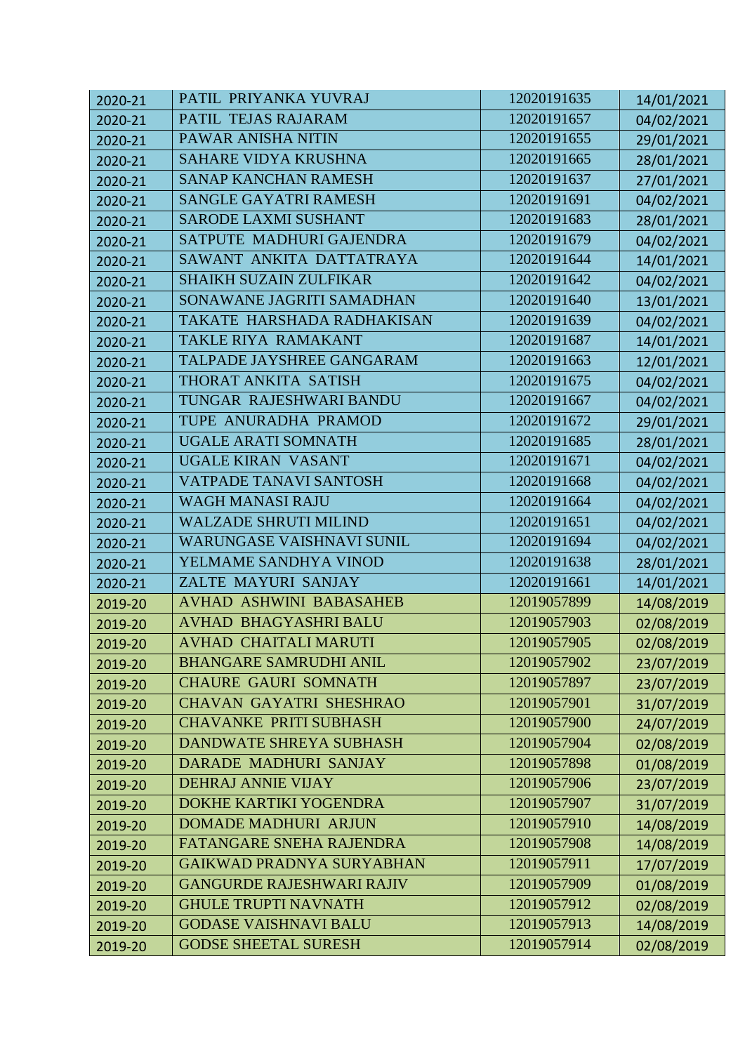| 2020-21 | PATIL PRIYANKA YUVRAJ | 12020191635 | 14/01/2021 |
|---|---|---|---|
| 2020-21 | PATIL TEJAS RAJARAM | 12020191657 | 04/02/2021 |
| 2020-21 | PAWAR ANISHA NITIN | 12020191655 | 29/01/2021 |
| 2020-21 | SAHARE VIDYA KRUSHNA | 12020191665 | 28/01/2021 |
| 2020-21 | SANAP KANCHAN RAMESH | 12020191637 | 27/01/2021 |
| 2020-21 | SANGLE GAYATRI RAMESH | 12020191691 | 04/02/2021 |
| 2020-21 | SARODE LAXMI SUSHANT | 12020191683 | 28/01/2021 |
| 2020-21 | SATPUTE MADHURI GAJENDRA | 12020191679 | 04/02/2021 |
| 2020-21 | SAWANT ANKITA DATTATRAYA | 12020191644 | 14/01/2021 |
| 2020-21 | SHAIKH SUZAIN ZULFIKAR | 12020191642 | 04/02/2021 |
| 2020-21 | SONAWANE JAGRITI SAMADHAN | 12020191640 | 13/01/2021 |
| 2020-21 | TAKATE HARSHADA RADHAKISAN | 12020191639 | 04/02/2021 |
| 2020-21 | TAKLE RIYA RAMAKANT | 12020191687 | 14/01/2021 |
| 2020-21 | TALPADE JAYSHREE GANGARAM | 12020191663 | 12/01/2021 |
| 2020-21 | THORAT ANKITA SATISH | 12020191675 | 04/02/2021 |
| 2020-21 | TUNGAR RAJESHWARI BANDU | 12020191667 | 04/02/2021 |
| 2020-21 | TUPE ANURADHA PRAMOD | 12020191672 | 29/01/2021 |
| 2020-21 | UGALE ARATI SOMNATH | 12020191685 | 28/01/2021 |
| 2020-21 | UGALE KIRAN VASANT | 12020191671 | 04/02/2021 |
| 2020-21 | VATPADE TANAVI SANTOSH | 12020191668 | 04/02/2021 |
| 2020-21 | WAGH MANASI RAJU | 12020191664 | 04/02/2021 |
| 2020-21 | WALZADE SHRUTI MILIND | 12020191651 | 04/02/2021 |
| 2020-21 | WARUNGASE VAISHNAVI SUNIL | 12020191694 | 04/02/2021 |
| 2020-21 | YELMAME SANDHYA VINOD | 12020191638 | 28/01/2021 |
| 2020-21 | ZALTE MAYURI SANJAY | 12020191661 | 14/01/2021 |
| 2019-20 | AVHAD ASHWINI BABASAHEB | 12019057899 | 14/08/2019 |
| 2019-20 | AVHAD BHAGYASHRI BALU | 12019057903 | 02/08/2019 |
| 2019-20 | AVHAD CHAITALI MARUTI | 12019057905 | 02/08/2019 |
| 2019-20 | BHANGARE SAMRUDHI ANIL | 12019057902 | 23/07/2019 |
| 2019-20 | CHAURE GAURI SOMNATH | 12019057897 | 23/07/2019 |
| 2019-20 | CHAVAN GAYATRI SHESHRAO | 12019057901 | 31/07/2019 |
| 2019-20 | CHAVANKE PRITI SUBHASH | 12019057900 | 24/07/2019 |
| 2019-20 | DANDWATE SHREYA SUBHASH | 12019057904 | 02/08/2019 |
| 2019-20 | DARADE MADHURI SANJAY | 12019057898 | 01/08/2019 |
| 2019-20 | DEHRAJ ANNIE VIJAY | 12019057906 | 23/07/2019 |
| 2019-20 | DOKHE KARTIKI YOGENDRA | 12019057907 | 31/07/2019 |
| 2019-20 | DOMADE MADHURI ARJUN | 12019057910 | 14/08/2019 |
| 2019-20 | FATANGARE SNEHA RAJENDRA | 12019057908 | 14/08/2019 |
| 2019-20 | GAIKWAD PRADNYA SURYABHAN | 12019057911 | 17/07/2019 |
| 2019-20 | GANGURDE RAJESHWARI RAJIV | 12019057909 | 01/08/2019 |
| 2019-20 | GHULE TRUPTI NAVNATH | 12019057912 | 02/08/2019 |
| 2019-20 | GODASE VAISHNAVI BALU | 12019057913 | 14/08/2019 |
| 2019-20 | GODSE SHEETAL SURESH | 12019057914 | 02/08/2019 |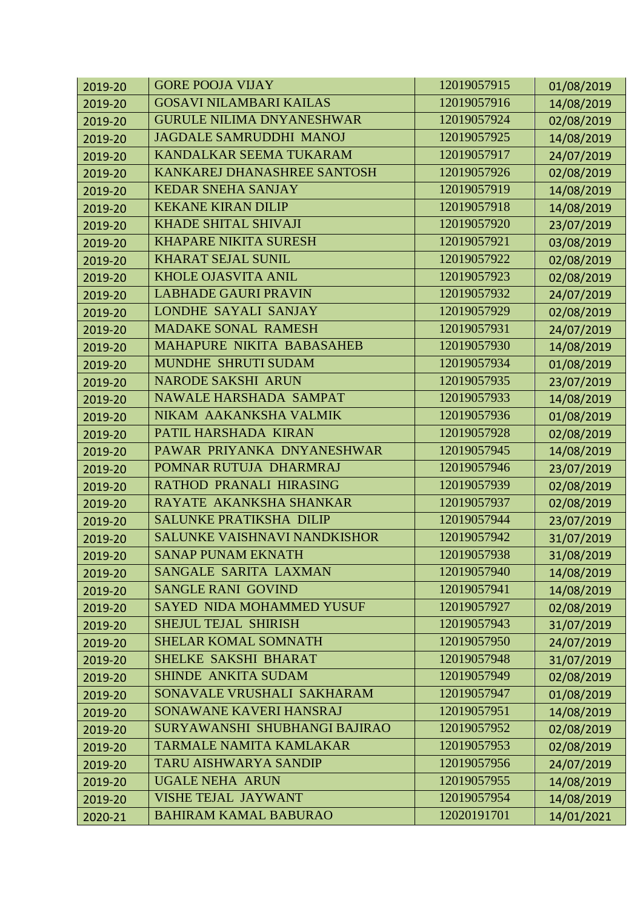| 2019-20 | GORE POOJA VIJAY | 12019057915 | 01/08/2019 |
|---|---|---|---|
| 2019-20 | GOSAVI NILAMBARI KAILAS | 12019057916 | 14/08/2019 |
| 2019-20 | GURULE NILIMA DNYANESHWAR | 12019057924 | 02/08/2019 |
| 2019-20 | JAGDALE SAMRUDDHI MANOJ | 12019057925 | 14/08/2019 |
| 2019-20 | KANDALKAR SEEMA TUKARAM | 12019057917 | 24/07/2019 |
| 2019-20 | KANKAREJ DHANASHREE SANTOSH | 12019057926 | 02/08/2019 |
| 2019-20 | KEDAR SNEHA SANJAY | 12019057919 | 14/08/2019 |
| 2019-20 | KEKANE KIRAN DILIP | 12019057918 | 14/08/2019 |
| 2019-20 | KHADE SHITAL SHIVAJI | 12019057920 | 23/07/2019 |
| 2019-20 | KHAPARE NIKITA SURESH | 12019057921 | 03/08/2019 |
| 2019-20 | KHARAT SEJAL SUNIL | 12019057922 | 02/08/2019 |
| 2019-20 | KHOLE OJASVITA ANIL | 12019057923 | 02/08/2019 |
| 2019-20 | LABHADE GAURI PRAVIN | 12019057932 | 24/07/2019 |
| 2019-20 | LONDHE SAYALI SANJAY | 12019057929 | 02/08/2019 |
| 2019-20 | MADAKE SONAL RAMESH | 12019057931 | 24/07/2019 |
| 2019-20 | MAHAPURE NIKITA BABASAHEB | 12019057930 | 14/08/2019 |
| 2019-20 | MUNDHE SHRUTI SUDAM | 12019057934 | 01/08/2019 |
| 2019-20 | NARODE SAKSHI ARUN | 12019057935 | 23/07/2019 |
| 2019-20 | NAWALE HARSHADA SAMPAT | 12019057933 | 14/08/2019 |
| 2019-20 | NIKAM AAKANKSHA VALMIK | 12019057936 | 01/08/2019 |
| 2019-20 | PATIL HARSHADA KIRAN | 12019057928 | 02/08/2019 |
| 2019-20 | PAWAR PRIYANKA DNYANESHWAR | 12019057945 | 14/08/2019 |
| 2019-20 | POMNAR RUTUJA DHARMRAJ | 12019057946 | 23/07/2019 |
| 2019-20 | RATHOD PRANALI HIRASING | 12019057939 | 02/08/2019 |
| 2019-20 | RAYATE AKANKSHA SHANKAR | 12019057937 | 02/08/2019 |
| 2019-20 | SALUNKE PRATIKSHA DILIP | 12019057944 | 23/07/2019 |
| 2019-20 | SALUNKE VAISHNAVI NANDKISHOR | 12019057942 | 31/07/2019 |
| 2019-20 | SANAP PUNAM EKNATH | 12019057938 | 31/08/2019 |
| 2019-20 | SANGALE SARITA LAXMAN | 12019057940 | 14/08/2019 |
| 2019-20 | SANGLE RANI GOVIND | 12019057941 | 14/08/2019 |
| 2019-20 | SAYED NIDA MOHAMMED YUSUF | 12019057927 | 02/08/2019 |
| 2019-20 | SHEJUL TEJAL SHIRISH | 12019057943 | 31/07/2019 |
| 2019-20 | SHELAR KOMAL SOMNATH | 12019057950 | 24/07/2019 |
| 2019-20 | SHELKE SAKSHI BHARAT | 12019057948 | 31/07/2019 |
| 2019-20 | SHINDE ANKITA SUDAM | 12019057949 | 02/08/2019 |
| 2019-20 | SONAVALE VRUSHALI SAKHARAM | 12019057947 | 01/08/2019 |
| 2019-20 | SONAWANE KAVERI HANSRAJ | 12019057951 | 14/08/2019 |
| 2019-20 | SURYAWANSHI SHUBHANGI BAJIRAO | 12019057952 | 02/08/2019 |
| 2019-20 | TARMALE NAMITA KAMLAKAR | 12019057953 | 02/08/2019 |
| 2019-20 | TARU AISHWARYA SANDIP | 12019057956 | 24/07/2019 |
| 2019-20 | UGALE NEHA ARUN | 12019057955 | 14/08/2019 |
| 2019-20 | VISHE TEJAL JAYWANT | 12019057954 | 14/08/2019 |
| 2020-21 | BAHIRAM KAMAL BABURAO | 12020191701 | 14/01/2021 |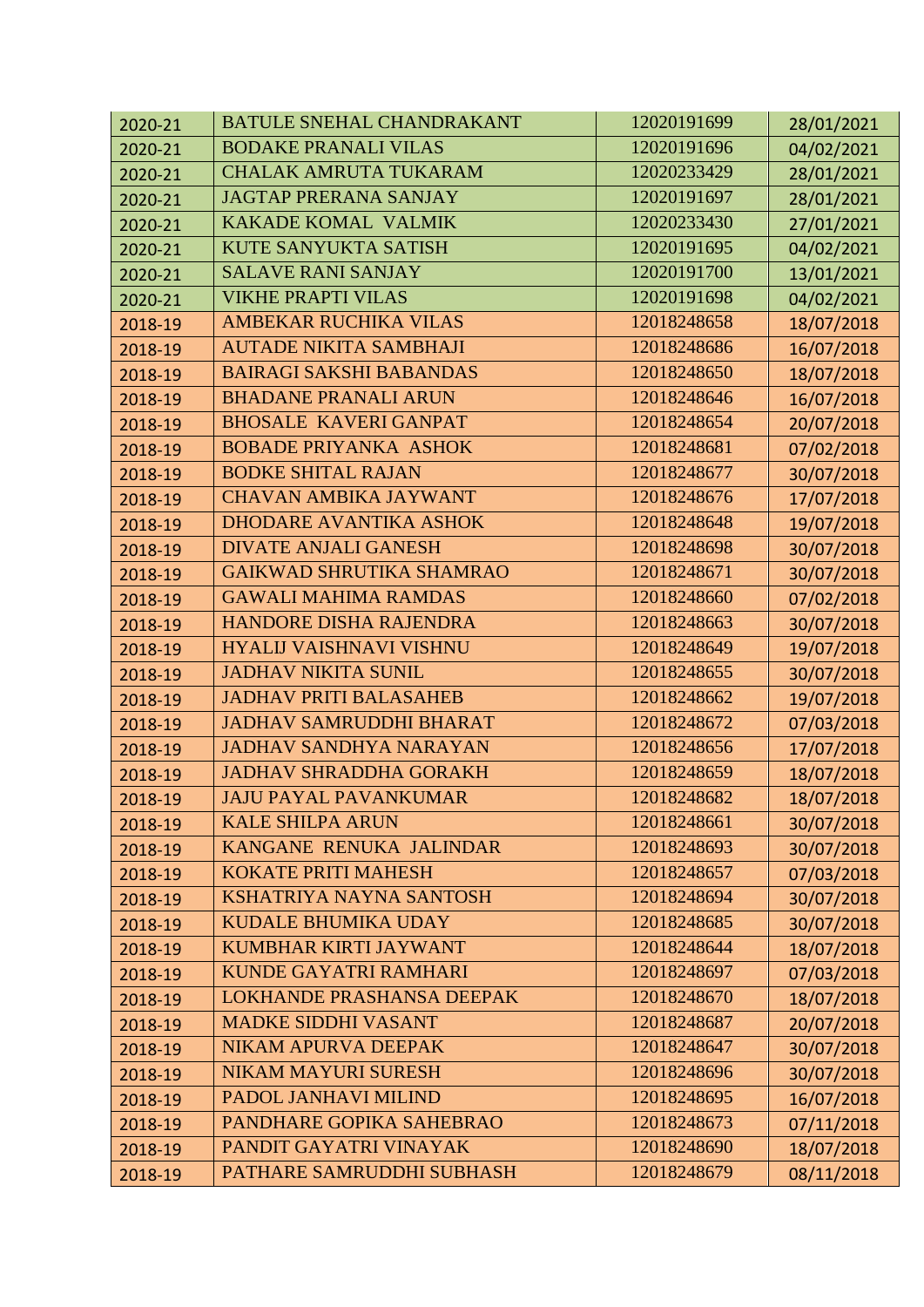| 2020-21 | BATULE SNEHAL CHANDRAKANT | 12020191699 | 28/01/2021 |
|---|---|---|---|
| 2020-21 | BODAKE PRANALI VILAS | 12020191696 | 04/02/2021 |
| 2020-21 | CHALAK AMRUTA TUKARAM | 12020233429 | 28/01/2021 |
| 2020-21 | JAGTAP PRERANA SANJAY | 12020191697 | 28/01/2021 |
| 2020-21 | KAKADE KOMAL VALMIK | 12020233430 | 27/01/2021 |
| 2020-21 | KUTE SANYUKTA SATISH | 12020191695 | 04/02/2021 |
| 2020-21 | SALAVE RANI SANJAY | 12020191700 | 13/01/2021 |
| 2020-21 | VIKHE PRAPTI VILAS | 12020191698 | 04/02/2021 |
| 2018-19 | AMBEKAR RUCHIKA VILAS | 12018248658 | 18/07/2018 |
| 2018-19 | AUTADE NIKITA SAMBHAJI | 12018248686 | 16/07/2018 |
| 2018-19 | BAIRAGI SAKSHI BABANDAS | 12018248650 | 18/07/2018 |
| 2018-19 | BHADANE PRANALI ARUN | 12018248646 | 16/07/2018 |
| 2018-19 | BHOSALE KAVERI GANPAT | 12018248654 | 20/07/2018 |
| 2018-19 | BOBADE PRIYANKA ASHOK | 12018248681 | 07/02/2018 |
| 2018-19 | BODKE SHITAL RAJAN | 12018248677 | 30/07/2018 |
| 2018-19 | CHAVAN AMBIKA JAYWANT | 12018248676 | 17/07/2018 |
| 2018-19 | DHODARE AVANTIKA ASHOK | 12018248648 | 19/07/2018 |
| 2018-19 | DIVATE ANJALI GANESH | 12018248698 | 30/07/2018 |
| 2018-19 | GAIKWAD SHRUTIKA SHAMRAO | 12018248671 | 30/07/2018 |
| 2018-19 | GAWALI MAHIMA RAMDAS | 12018248660 | 07/02/2018 |
| 2018-19 | HANDORE DISHA RAJENDRA | 12018248663 | 30/07/2018 |
| 2018-19 | HYALIJ VAISHNAVI VISHNU | 12018248649 | 19/07/2018 |
| 2018-19 | JADHAV NIKITA SUNIL | 12018248655 | 30/07/2018 |
| 2018-19 | JADHAV PRITI BALASAHEB | 12018248662 | 19/07/2018 |
| 2018-19 | JADHAV SAMRUDDHI BHARAT | 12018248672 | 07/03/2018 |
| 2018-19 | JADHAV SANDHYA NARAYAN | 12018248656 | 17/07/2018 |
| 2018-19 | JADHAV SHRADDHA GORAKH | 12018248659 | 18/07/2018 |
| 2018-19 | JAJU PAYAL PAVANKUMAR | 12018248682 | 18/07/2018 |
| 2018-19 | KALE SHILPA ARUN | 12018248661 | 30/07/2018 |
| 2018-19 | KANGANE RENUKA JALINDAR | 12018248693 | 30/07/2018 |
| 2018-19 | KOKATE PRITI MAHESH | 12018248657 | 07/03/2018 |
| 2018-19 | KSHATRIYA NAYNA SANTOSH | 12018248694 | 30/07/2018 |
| 2018-19 | KUDALE BHUMIKA UDAY | 12018248685 | 30/07/2018 |
| 2018-19 | KUMBHAR KIRTI JAYWANT | 12018248644 | 18/07/2018 |
| 2018-19 | KUNDE GAYATRI RAMHARI | 12018248697 | 07/03/2018 |
| 2018-19 | LOKHANDE PRASHANSA DEEPAK | 12018248670 | 18/07/2018 |
| 2018-19 | MADKE SIDDHI VASANT | 12018248687 | 20/07/2018 |
| 2018-19 | NIKAM APURVA DEEPAK | 12018248647 | 30/07/2018 |
| 2018-19 | NIKAM MAYURI SURESH | 12018248696 | 30/07/2018 |
| 2018-19 | PADOL JANHAVI MILIND | 12018248695 | 16/07/2018 |
| 2018-19 | PANDHARE GOPIKA SAHEBRAO | 12018248673 | 07/11/2018 |
| 2018-19 | PANDIT GAYATRI VINAYAK | 12018248690 | 18/07/2018 |
| 2018-19 | PATHARE SAMRUDDHI SUBHASH | 12018248679 | 08/11/2018 |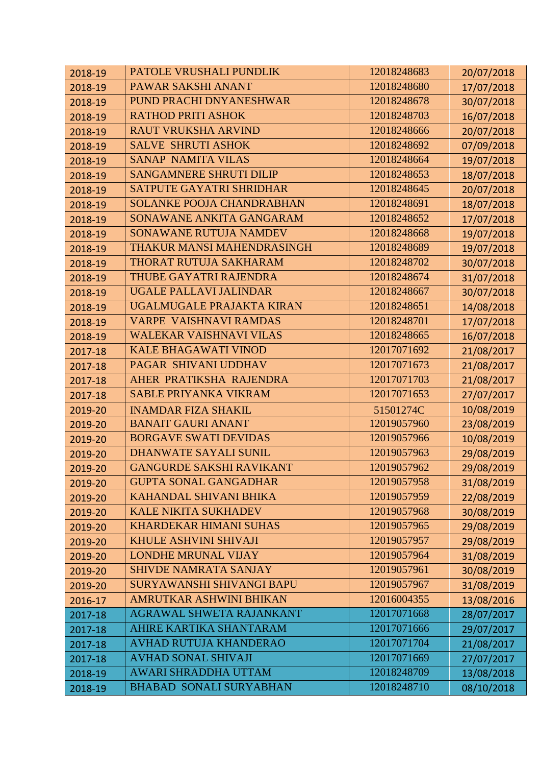| | | | |
|---|---|---|---|
| 2018-19 | PATOLE VRUSHALI PUNDLIK | 12018248683 | 20/07/2018 |
| 2018-19 | PAWAR SAKSHI ANANT | 12018248680 | 17/07/2018 |
| 2018-19 | PUND PRACHI DNYANESHWAR | 12018248678 | 30/07/2018 |
| 2018-19 | RATHOD PRITI ASHOK | 12018248703 | 16/07/2018 |
| 2018-19 | RAUT VRUKSHA ARVIND | 12018248666 | 20/07/2018 |
| 2018-19 | SALVE SHRUTI ASHOK | 12018248692 | 07/09/2018 |
| 2018-19 | SANAP NAMITA VILAS | 12018248664 | 19/07/2018 |
| 2018-19 | SANGAMNERE SHRUTI DILIP | 12018248653 | 18/07/2018 |
| 2018-19 | SATPUTE GAYATRI SHRIDHAR | 12018248645 | 20/07/2018 |
| 2018-19 | SOLANKE POOJA CHANDRABHAN | 12018248691 | 18/07/2018 |
| 2018-19 | SONAWANE ANKITA GANGARAM | 12018248652 | 17/07/2018 |
| 2018-19 | SONAWANE RUTUJA NAMDEV | 12018248668 | 19/07/2018 |
| 2018-19 | THAKUR MANSI MAHENDRASINGH | 12018248689 | 19/07/2018 |
| 2018-19 | THORAT RUTUJA SAKHARAM | 12018248702 | 30/07/2018 |
| 2018-19 | THUBE GAYATRI RAJENDRA | 12018248674 | 31/07/2018 |
| 2018-19 | UGALE PALLAVI JALINDAR | 12018248667 | 30/07/2018 |
| 2018-19 | UGALMUGALE PRAJAKTA KIRAN | 12018248651 | 14/08/2018 |
| 2018-19 | VARPE VAISHNAVI RAMDAS | 12018248701 | 17/07/2018 |
| 2018-19 | WALEKAR VAISHNAVI VILAS | 12018248665 | 16/07/2018 |
| 2017-18 | KALE BHAGAWATI VINOD | 12017071692 | 21/08/2017 |
| 2017-18 | PAGAR SHIVANI UDDHAV | 12017071673 | 21/08/2017 |
| 2017-18 | AHER PRATIKSHA RAJENDRA | 12017071703 | 21/08/2017 |
| 2017-18 | SABLE PRIYANKA VIKRAM | 12017071653 | 27/07/2017 |
| 2019-20 | INAMDAR FIZA SHAKIL | 51501274C | 10/08/2019 |
| 2019-20 | BANAIT GAURI ANANT | 12019057960 | 23/08/2019 |
| 2019-20 | BORGAVE SWATI DEVIDAS | 12019057966 | 10/08/2019 |
| 2019-20 | DHANWATE SAYALI SUNIL | 12019057963 | 29/08/2019 |
| 2019-20 | GANGURDE SAKSHI RAVIKANT | 12019057962 | 29/08/2019 |
| 2019-20 | GUPTA SONAL GANGADHAR | 12019057958 | 31/08/2019 |
| 2019-20 | KAHANDAL SHIVANI BHIKA | 12019057959 | 22/08/2019 |
| 2019-20 | KALE NIKITA SUKHADEV | 12019057968 | 30/08/2019 |
| 2019-20 | KHARDEKAR HIMANI SUHAS | 12019057965 | 29/08/2019 |
| 2019-20 | KHULE ASHVINI SHIVAJI | 12019057957 | 29/08/2019 |
| 2019-20 | LONDHE MRUNAL VIJAY | 12019057964 | 31/08/2019 |
| 2019-20 | SHIVDE NAMRATA SANJAY | 12019057961 | 30/08/2019 |
| 2019-20 | SURYAWANSHI SHIVANGI BAPU | 12019057967 | 31/08/2019 |
| 2016-17 | AMRUTKAR ASHWINI BHIKAN | 12016004355 | 13/08/2016 |
| 2017-18 | AGRAWAL SHWETA RAJANKANT | 12017071668 | 28/07/2017 |
| 2017-18 | AHIRE KARTIKA SHANTARAM | 12017071666 | 29/07/2017 |
| 2017-18 | AVHAD RUTUJA KHANDERAO | 12017071704 | 21/08/2017 |
| 2017-18 | AVHAD SONAL SHIVAJI | 12017071669 | 27/07/2017 |
| 2018-19 | AWARI SHRADDHA UTTAM | 12018248709 | 13/08/2018 |
| 2018-19 | BHABAD SONALI SURYABHAN | 12018248710 | 08/10/2018 |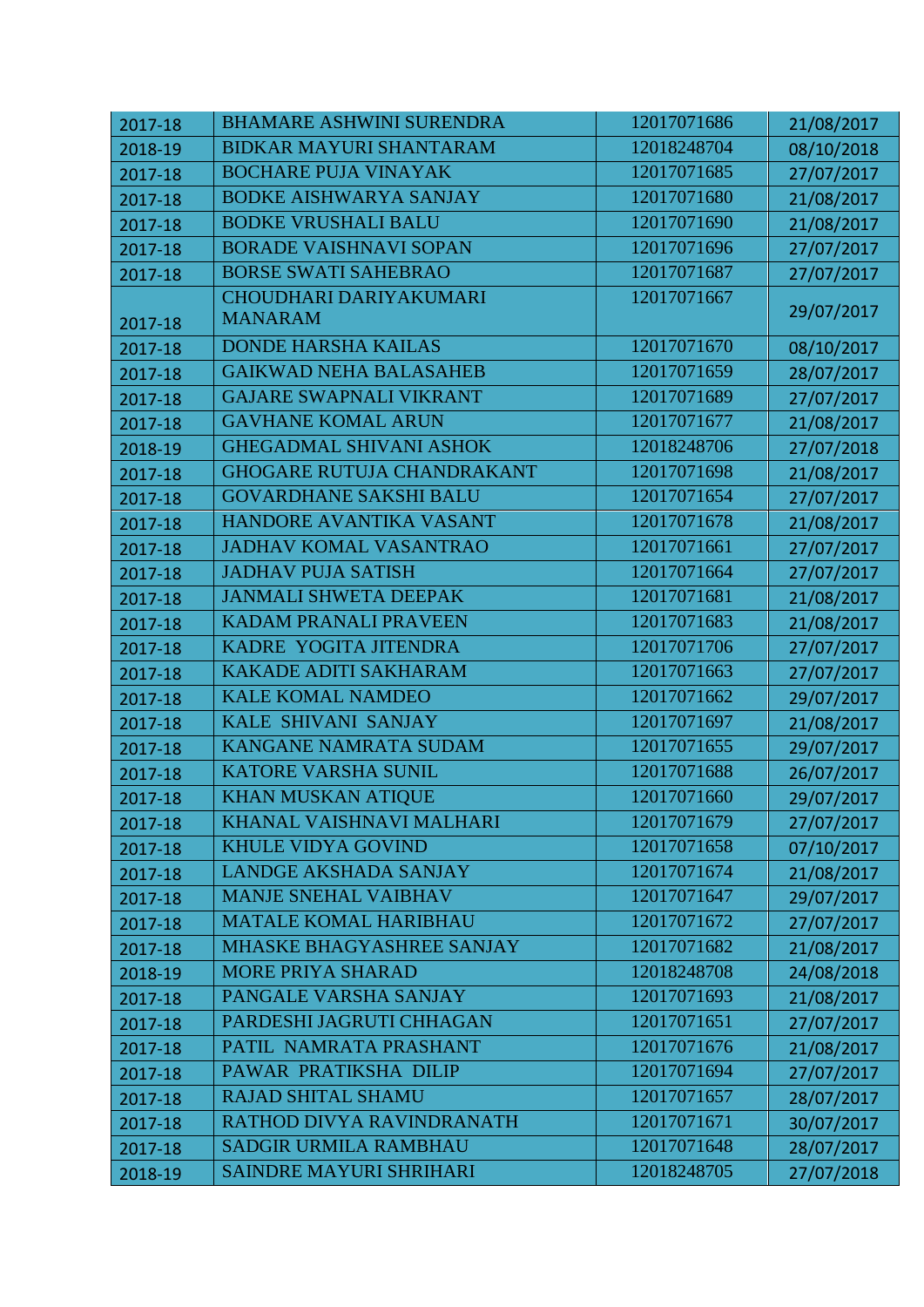| 2017-18 | BHAMARE ASHWINI SURENDRA | 12017071686 | 21/08/2017 |
|---|---|---|---|
| 2018-19 | BIDKAR MAYURI SHANTARAM | 12018248704 | 08/10/2018 |
| 2017-18 | BOCHARE PUJA VINAYAK | 12017071685 | 27/07/2017 |
| 2017-18 | BODKE AISHWARYA SANJAY | 12017071680 | 21/08/2017 |
| 2017-18 | BODKE VRUSHALI BALU | 12017071690 | 21/08/2017 |
| 2017-18 | BORADE VAISHNAVI SOPAN | 12017071696 | 27/07/2017 |
| 2017-18 | BORSE SWATI SAHEBRAO | 12017071687 | 27/07/2017 |
| 2017-18 | CHOUDHARI DARIYAKUMARI MANARAM | 12017071667 | 29/07/2017 |
| 2017-18 | DONDE HARSHA KAILAS | 12017071670 | 08/10/2017 |
| 2017-18 | GAIKWAD NEHA BALASAHEB | 12017071659 | 28/07/2017 |
| 2017-18 | GAJARE SWAPNALI VIKRANT | 12017071689 | 27/07/2017 |
| 2017-18 | GAVHANE KOMAL ARUN | 12017071677 | 21/08/2017 |
| 2018-19 | GHEGADMAL SHIVANI ASHOK | 12018248706 | 27/07/2018 |
| 2017-18 | GHOGARE RUTUJA CHANDRAKANT | 12017071698 | 21/08/2017 |
| 2017-18 | GOVARDHANE SAKSHI BALU | 12017071654 | 27/07/2017 |
| 2017-18 | HANDORE AVANTIKA VASANT | 12017071678 | 21/08/2017 |
| 2017-18 | JADHAV KOMAL VASANTRAO | 12017071661 | 27/07/2017 |
| 2017-18 | JADHAV PUJA SATISH | 12017071664 | 27/07/2017 |
| 2017-18 | JANMALI SHWETA DEEPAK | 12017071681 | 21/08/2017 |
| 2017-18 | KADAM PRANALI PRAVEEN | 12017071683 | 21/08/2017 |
| 2017-18 | KADRE YOGITA JITENDRA | 12017071706 | 27/07/2017 |
| 2017-18 | KAKADE ADITI SAKHARAM | 12017071663 | 27/07/2017 |
| 2017-18 | KALE KOMAL NAMDEO | 12017071662 | 29/07/2017 |
| 2017-18 | KALE SHIVANI SANJAY | 12017071697 | 21/08/2017 |
| 2017-18 | KANGANE NAMRATA SUDAM | 12017071655 | 29/07/2017 |
| 2017-18 | KATORE VARSHA SUNIL | 12017071688 | 26/07/2017 |
| 2017-18 | KHAN MUSKAN ATIQUE | 12017071660 | 29/07/2017 |
| 2017-18 | KHANAL VAISHNAVI MALHARI | 12017071679 | 27/07/2017 |
| 2017-18 | KHULE VIDYA GOVIND | 12017071658 | 07/10/2017 |
| 2017-18 | LANDGE AKSHADA SANJAY | 12017071674 | 21/08/2017 |
| 2017-18 | MANJE SNEHAL VAIBHAV | 12017071647 | 29/07/2017 |
| 2017-18 | MATALE KOMAL HARIBHAU | 12017071672 | 27/07/2017 |
| 2017-18 | MHASKE BHAGYASHREE SANJAY | 12017071682 | 21/08/2017 |
| 2018-19 | MORE PRIYA SHARAD | 12018248708 | 24/08/2018 |
| 2017-18 | PANGALE VARSHA SANJAY | 12017071693 | 21/08/2017 |
| 2017-18 | PARDESHI JAGRUTI CHHAGAN | 12017071651 | 27/07/2017 |
| 2017-18 | PATIL NAMRATA PRASHANT | 12017071676 | 21/08/2017 |
| 2017-18 | PAWAR PRATIKSHA DILIP | 12017071694 | 27/07/2017 |
| 2017-18 | RAJAD SHITAL SHAMU | 12017071657 | 28/07/2017 |
| 2017-18 | RATHOD DIVYA RAVINDRANATH | 12017071671 | 30/07/2017 |
| 2017-18 | SADGIR URMILA RAMBHAU | 12017071648 | 28/07/2017 |
| 2018-19 | SAINDRE MAYURI SHRIHARI | 12018248705 | 27/07/2018 |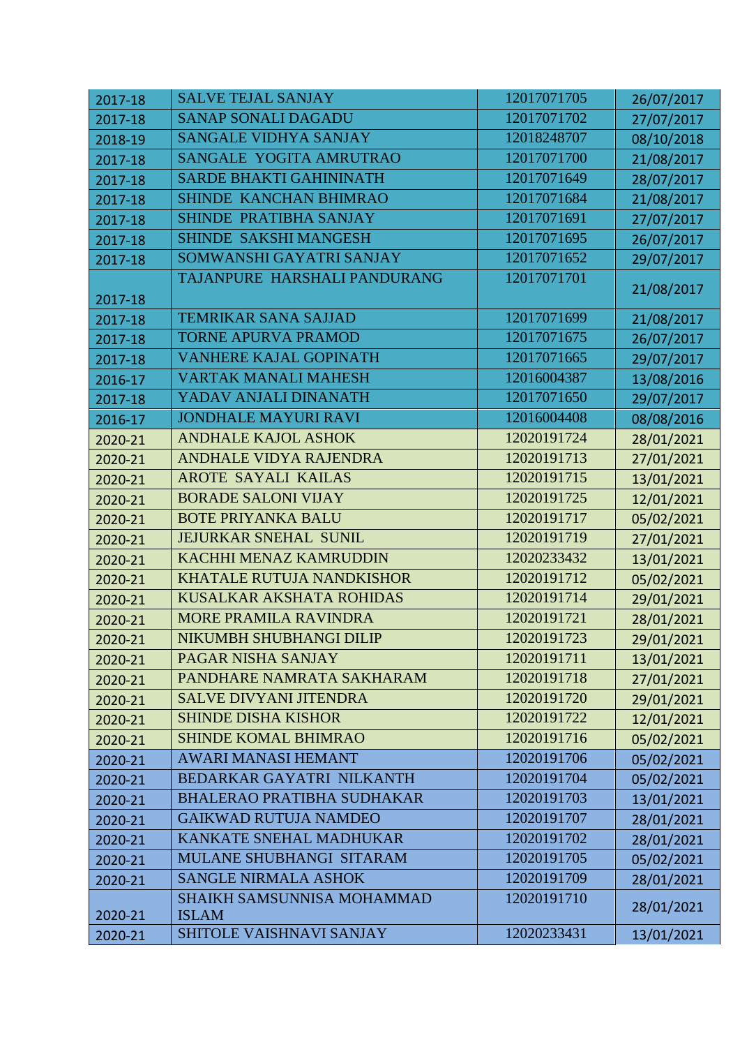| | | | |
|---|---|---|---|
| 2017-18 | SALVE TEJAL SANJAY | 12017071705 | 26/07/2017 |
| 2017-18 | SANAP SONALI DAGADU | 12017071702 | 27/07/2017 |
| 2018-19 | SANGALE VIDHYA SANJAY | 12018248707 | 08/10/2018 |
| 2017-18 | SANGALE YOGITA AMRUTRAO | 12017071700 | 21/08/2017 |
| 2017-18 | SARDE BHAKTI GAHININATH | 12017071649 | 28/07/2017 |
| 2017-18 | SHINDE KANCHAN BHIMRAO | 12017071684 | 21/08/2017 |
| 2017-18 | SHINDE PRATIBHA SANJAY | 12017071691 | 27/07/2017 |
| 2017-18 | SHINDE SAKSHI MANGESH | 12017071695 | 26/07/2017 |
| 2017-18 | SOMWANSHI GAYATRI SANJAY | 12017071652 | 29/07/2017 |
| 2017-18 | TAJANPURE HARSHALI PANDURANG | 12017071701 | 21/08/2017 |
| 2017-18 | TEMRIKAR SANA SAJJAD | 12017071699 | 21/08/2017 |
| 2017-18 | TORNE APURVA PRAMOD | 12017071675 | 26/07/2017 |
| 2017-18 | VANHERE KAJAL GOPINATH | 12017071665 | 29/07/2017 |
| 2016-17 | VARTAK MANALI MAHESH | 12016004387 | 13/08/2016 |
| 2017-18 | YADAV ANJALI DINANATH | 12017071650 | 29/07/2017 |
| 2016-17 | JONDHALE MAYURI RAVI | 12016004408 | 08/08/2016 |
| 2020-21 | ANDHALE KAJOL ASHOK | 12020191724 | 28/01/2021 |
| 2020-21 | ANDHALE VIDYA RAJENDRA | 12020191713 | 27/01/2021 |
| 2020-21 | AROTE SAYALI KAILAS | 12020191715 | 13/01/2021 |
| 2020-21 | BORADE SALONI VIJAY | 12020191725 | 12/01/2021 |
| 2020-21 | BOTE PRIYANKA BALU | 12020191717 | 05/02/2021 |
| 2020-21 | JEJURKAR SNEHAL SUNIL | 12020191719 | 27/01/2021 |
| 2020-21 | KACHHI MENAZ KAMRUDDIN | 12020233432 | 13/01/2021 |
| 2020-21 | KHATALE RUTUJA NANDKISHOR | 12020191712 | 05/02/2021 |
| 2020-21 | KUSALKAR AKSHATA ROHIDAS | 12020191714 | 29/01/2021 |
| 2020-21 | MORE PRAMILA RAVINDRA | 12020191721 | 28/01/2021 |
| 2020-21 | NIKUMBH SHUBHANGI DILIP | 12020191723 | 29/01/2021 |
| 2020-21 | PAGAR NISHA SANJAY | 12020191711 | 13/01/2021 |
| 2020-21 | PANDHARE NAMRATA SAKHARAM | 12020191718 | 27/01/2021 |
| 2020-21 | SALVE DIVYANI JITENDRA | 12020191720 | 29/01/2021 |
| 2020-21 | SHINDE DISHA KISHOR | 12020191722 | 12/01/2021 |
| 2020-21 | SHINDE KOMAL BHIMRAO | 12020191716 | 05/02/2021 |
| 2020-21 | AWARI MANASI HEMANT | 12020191706 | 05/02/2021 |
| 2020-21 | BEDARKAR GAYATRI NILKANTH | 12020191704 | 05/02/2021 |
| 2020-21 | BHALERAO PRATIBHA SUDHAKAR | 12020191703 | 13/01/2021 |
| 2020-21 | GAIKWAD RUTUJA NAMDEO | 12020191707 | 28/01/2021 |
| 2020-21 | KANKATE SNEHAL MADHUKAR | 12020191702 | 28/01/2021 |
| 2020-21 | MULANE SHUBHANGI SITARAM | 12020191705 | 05/02/2021 |
| 2020-21 | SANGLE NIRMALA ASHOK | 12020191709 | 28/01/2021 |
| 2020-21 | SHAIKH SAMSUNNISA MOHAMMAD ISLAM | 12020191710 | 28/01/2021 |
| 2020-21 | SHITOLE VAISHNAVI SANJAY | 12020233431 | 13/01/2021 |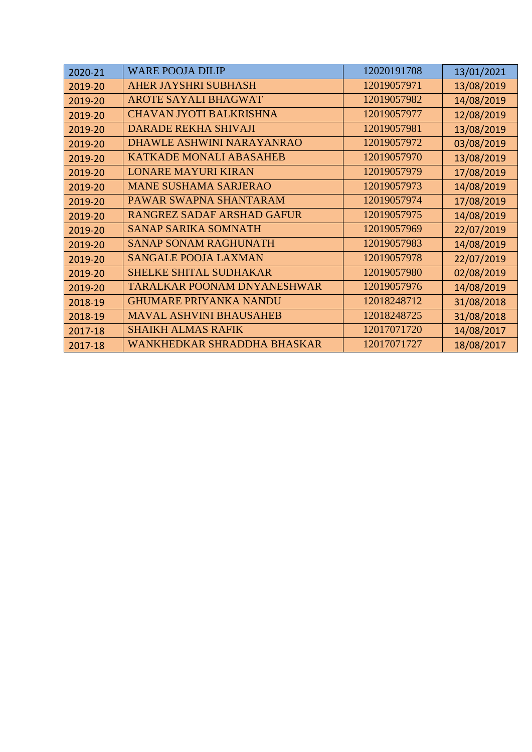| | | | |
|---|---|---|---|
| 2020-21 | WARE POOJA DILIP | 12020191708 | 13/01/2021 |
| 2019-20 | AHER JAYSHRI SUBHASH | 12019057971 | 13/08/2019 |
| 2019-20 | AROTE SAYALI BHAGWAT | 12019057982 | 14/08/2019 |
| 2019-20 | CHAVAN JYOTI BALKRISHNA | 12019057977 | 12/08/2019 |
| 2019-20 | DARADE REKHA SHIVAJI | 12019057981 | 13/08/2019 |
| 2019-20 | DHAWLE ASHWINI NARAYANRAO | 12019057972 | 03/08/2019 |
| 2019-20 | KATKADE MONALI ABASAHEB | 12019057970 | 13/08/2019 |
| 2019-20 | LONARE MAYURI KIRAN | 12019057979 | 17/08/2019 |
| 2019-20 | MANE SUSHAMA SARJERAO | 12019057973 | 14/08/2019 |
| 2019-20 | PAWAR SWAPNA SHANTARAM | 12019057974 | 17/08/2019 |
| 2019-20 | RANGREZ SADAF ARSHAD GAFUR | 12019057975 | 14/08/2019 |
| 2019-20 | SANAP SARIKA SOMNATH | 12019057969 | 22/07/2019 |
| 2019-20 | SANAP SONAM RAGHUNATH | 12019057983 | 14/08/2019 |
| 2019-20 | SANGALE POOJA LAXMAN | 12019057978 | 22/07/2019 |
| 2019-20 | SHELKE SHITAL SUDHAKAR | 12019057980 | 02/08/2019 |
| 2019-20 | TARALKAR POONAM DNYANESHWAR | 12019057976 | 14/08/2019 |
| 2018-19 | GHUMARE PRIYANKA NANDU | 12018248712 | 31/08/2018 |
| 2018-19 | MAVAL ASHVINI BHAUSAHEB | 12018248725 | 31/08/2018 |
| 2017-18 | SHAIKH ALMAS RAFIK | 12017071720 | 14/08/2017 |
| 2017-18 | WANKHEDKAR SHRADDHA BHASKAR | 12017071727 | 18/08/2017 |